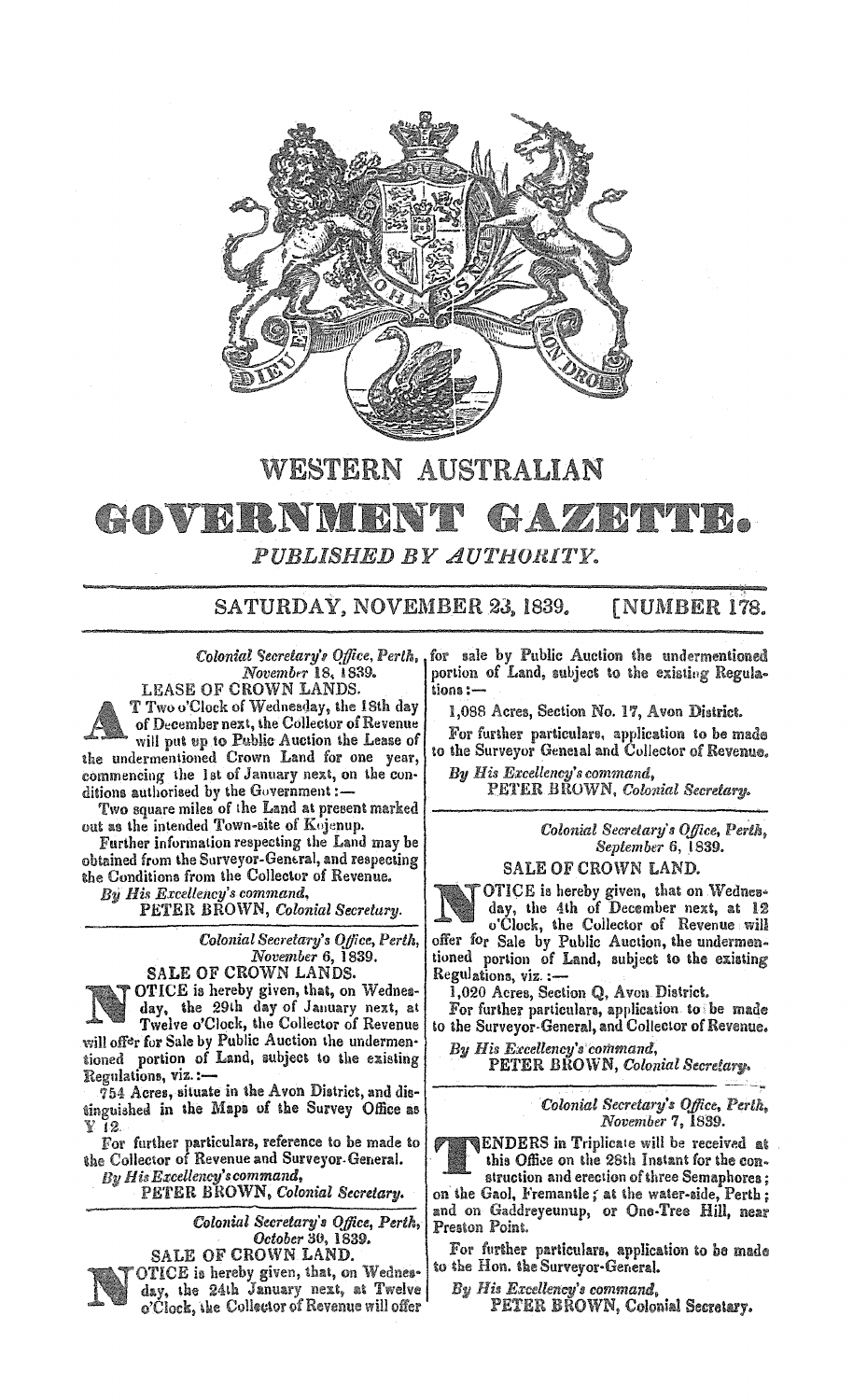# WESTERN AUSTRALIAN

# GOVERNMENT GAZETTE.

*PUBLISHED BY AUTHORITY.*

SATURDAY, NOVEMBER 23, 1839. [NUMBER 178.

*Colonial Secretary's Office, Perth, November 18, 1839.*

### LEASE OF CROWN LANDS.

At Two o'Clock of Wednesday, the 18th day of December next, the Collector of Revenue will put up to Public Auction the Lease of the undermentioned Crown Land for one year, commencing the 1st of January next, on the conditions authorised by the Government:—

Two square miles of the Land at present marked out as the intended Town-site of Kojenup.

Further information respecting the Land may be obtained from the Surveyor-General, and respecting the Conditions from the Collector of Revenue.

*By His Excellency's command,*
PETER BROWN, *Colonial Secretary.*

---

*Colonial Secretary's Office, Perth, November 6, 1839.*

### SALE OF CROWN LANDS.

NOTICE is hereby given, that, on Wednesday, the 29th day of January next, at Twelve o'Clock, the Collector of Revenue will offer for Sale by Public Auction the undermentioned portion of Land, subject to the existing Regulations, viz.:—

754 Acres, situate in the Avon District, and distinguished in the Maps of the Survey Office as Y 12.

For further particulars, reference to be made to the Collector of Revenue and Surveyor-General.

*By His Excellency's command,*
PETER BROWN, *Colonial Secretary.*

---

*Colonial Secretary's Office, Perth, October 30, 1839.*

### SALE OF CROWN LAND.

NOTICE is hereby given, that, on Wednesday, the 24th January next, at Twelve o'Clock, the Collector of Revenue will offer for sale by Public Auction the undermentioned portion of Land, subject to the existing Regulations:—

1,088 Acres, Section No. 17, Avon District.

For further particulars, application to be made to the Surveyor General and Collector of Revenue.

*By His Excellency's command,*
PETER BROWN, *Colonial Secretary.*

---

*Colonial Secretary's Office, Perth, September 6, 1839.*

### SALE OF CROWN LAND.

NOTICE is hereby given, that on Wednesday, the 4th of December next, at 12 o'Clock, the Collector of Revenue will offer for Sale by Public Auction, the undermentioned portion of Land, subject to the existing Regulations, viz.:—

1,020 Acres, Section Q, Avon District.

For further particulars, application to be made to the Surveyor-General, and Collector of Revenue.

*By His Excellency's command,*
PETER BROWN, *Colonial Secretary.*

---

*Colonial Secretary's Office, Perth, November 7, 1839.*

TENDERS in Triplicate will be received at this Office on the 28th Instant for the construction and erection of three Semaphores; on the Gaol, Fremantle; at the water-side, Perth; and on Gaddreyeunup, or One-Tree Hill, near Preston Point.

For further particulars, application to be made to the Hon. the Surveyor-General.

*By His Excellency's command,*
PETER BROWN, Colonial Secretary.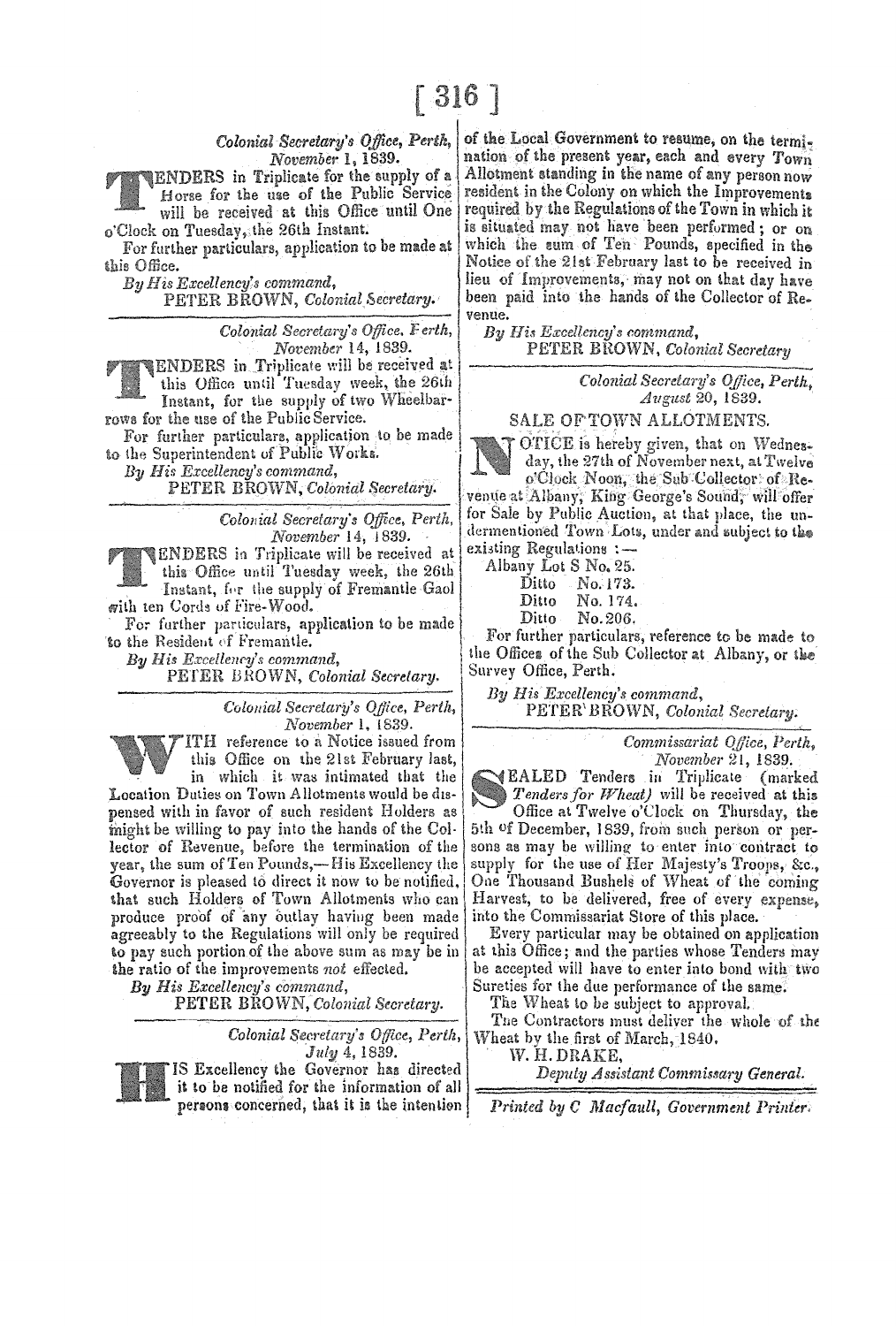Colonial Secretary's Office, Perth,
November 1, 1839.

TENDERS in Triplicate for the supply of a Horse for the use of the Public Service will be received at this Office until One o'Clock on Tuesday, the 26th Instant.

For further particulars, application to be made at this Office.

*By His Excellency's command,*
PETER BROWN, *Colonial Secretary.*

---

Colonial Secretary's Office, Perth,
November 14, 1839.

TENDERS in Triplicate will be received at this Office until Tuesday week, the 26th Instant, for the supply of two Wheelbarrows for the use of the Public Service.

For further particulars, application to be made to the Superintendent of Public Works.

*By His Excellency's command,*
PETER BROWN, *Colonial Secretary.*

---

Colonial Secretary's Office, Perth,
November 14, 1839.

TENDERS in Triplicate will be received at this Office until Tuesday week, the 26th Instant, for the supply of Fremantle Gaol with ten Cords of Fire-Wood.

For further particulars, application to be made to the Resident of Fremantle.

*By His Excellency's command,*
PETER BROWN, *Colonial Secretary.*

---

Colonial Secretary's Office, Perth,
November 1, 1839.

WITH reference to a Notice issued from this Office on the 21st February last, in which it was intimated that the Location Duties on Town Allotments would be dispensed with in favor of such resident Holders as might be willing to pay into the hands of the Collector of Revenue, before the termination of the year, the sum of Ten Pounds,—His Excellency the Governor is pleased to direct it now to be notified, that such Holders of Town Allotments who can produce proof of any outlay having been made agreeably to the Regulations will only be required to pay such portion of the above sum as may be in the ratio of the improvements *not* effected.

*By His Excellency's command,*
PETER BROWN, *Colonial Secretary.*

---

Colonial Secretary's Office, Perth,
July 4, 1839.

HIS Excellency the Governor has directed it to be notified for the information of all persons concerned, that it is the intention of the Local Government to resume, on the termination of the present year, each and every Town Allotment standing in the name of any person now resident in the Colony on which the Improvements required by the Regulations of the Town in which it is situated may not have been performed; or on which the sum of Ten Pounds, specified in the Notice of the 21st February last to be received in lieu of Improvements, may not on that day have been paid into the hands of the Collector of Revenue.

*By His Excellency's command,*
PETER BROWN, *Colonial Secretary*

---

Colonial Secretary's Office, Perth,
August 20, 1839.

SALE OF TOWN ALLOTMENTS.

NOTICE is hereby given, that on Wednesday, the 27th of November next, at Twelve o'Clock Noon, the Sub Collector of Revenue at Albany, King George's Sound, will offer for Sale by Public Auction, at that place, the undermentioned Town Lots, under and subject to the existing Regulations :—

Albany Lot S No. 25.
Ditto No. 173.
Ditto No. 174.
Ditto No. 206.

For further particulars, reference to be made to the Offices of the Sub Collector at Albany, or the Survey Office, Perth.

*By His Excellency's command,*
PETER BROWN, *Colonial Secretary.*

---

Commissariat Office, Perth,
November 21, 1839.

SEALED Tenders in Triplicate (marked *Tenders for Wheat)* will be received at this Office at Twelve o'Clock on Thursday, the 5th of December, 1839, from such person or persons as may be willing to enter into contract to supply for the use of Her Majesty's Troops, &c., One Thousand Bushels of Wheat of the coming Harvest, to be delivered, free of every expense, into the Commissariat Store of this place.

Every particular may be obtained on application at this Office; and the parties whose Tenders may be accepted will have to enter into bond with two Sureties for the due performance of the same.

The Wheat to be subject to approval.

The Contractors must deliver the whole of the Wheat by the first of March, 1840.

W. H. DRAKE,
*Deputy Assistant Commissary General.*

---

*Printed by C Macfaull, Government Printer.*